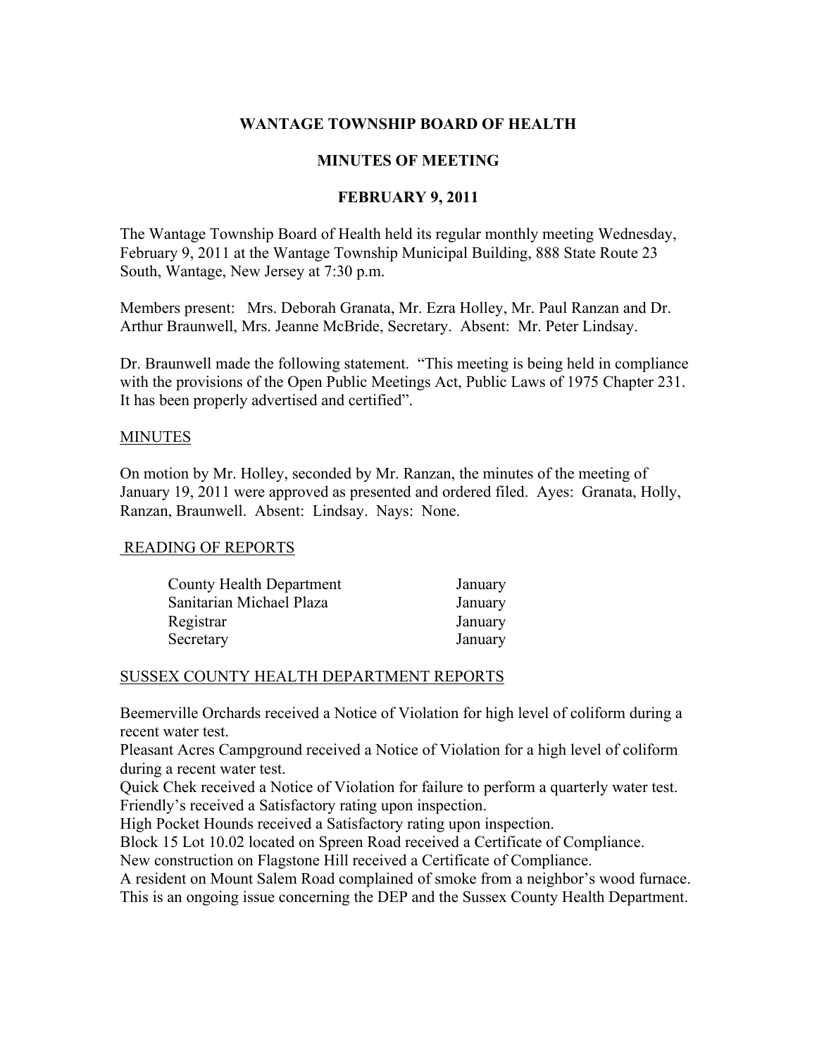# WANTAGE TOWNSHIP BOARD OF HEALTH

## MINUTES OF MEETING

## FEBRUARY 9, 2011

The Wantage Township Board of Health held its regular monthly meeting Wednesday, February 9, 2011 at the Wantage Township Municipal Building, 888 State Route 23 South, Wantage, New Jersey at 7:30 p.m.

Members present: Mrs. Deborah Granata, Mr. Ezra Holley, Mr. Paul Ranzan and Dr. Arthur Braunwell, Mrs. Jeanne McBride, Secretary. Absent: Mr. Peter Lindsay.

Dr. Braunwell made the following statement. "This meeting is being held in compliance with the provisions of the Open Public Meetings Act, Public Laws of 1975 Chapter 231. It has been properly advertised and certified".

MINUTES

On motion by Mr. Holley, seconded by Mr. Ranzan, the minutes of the meeting of January 19, 2011 were approved as presented and ordered filed. Ayes: Granata, Holly, Ranzan, Braunwell. Absent: Lindsay. Nays: None.

READING OF REPORTS

| | |
|---|---|
| County Health Department | January |
| Sanitarian Michael Plaza | January |
| Registrar | January |
| Secretary | January |

SUSSEX COUNTY HEALTH DEPARTMENT REPORTS

Beemerville Orchards received a Notice of Violation for high level of coliform during a recent water test.
Pleasant Acres Campground received a Notice of Violation for a high level of coliform during a recent water test.
Quick Chek received a Notice of Violation for failure to perform a quarterly water test.
Friendly's received a Satisfactory rating upon inspection.
High Pocket Hounds received a Satisfactory rating upon inspection.
Block 15 Lot 10.02 located on Spreen Road received a Certificate of Compliance.
New construction on Flagstone Hill received a Certificate of Compliance.
A resident on Mount Salem Road complained of smoke from a neighbor's wood furnace. This is an ongoing issue concerning the DEP and the Sussex County Health Department.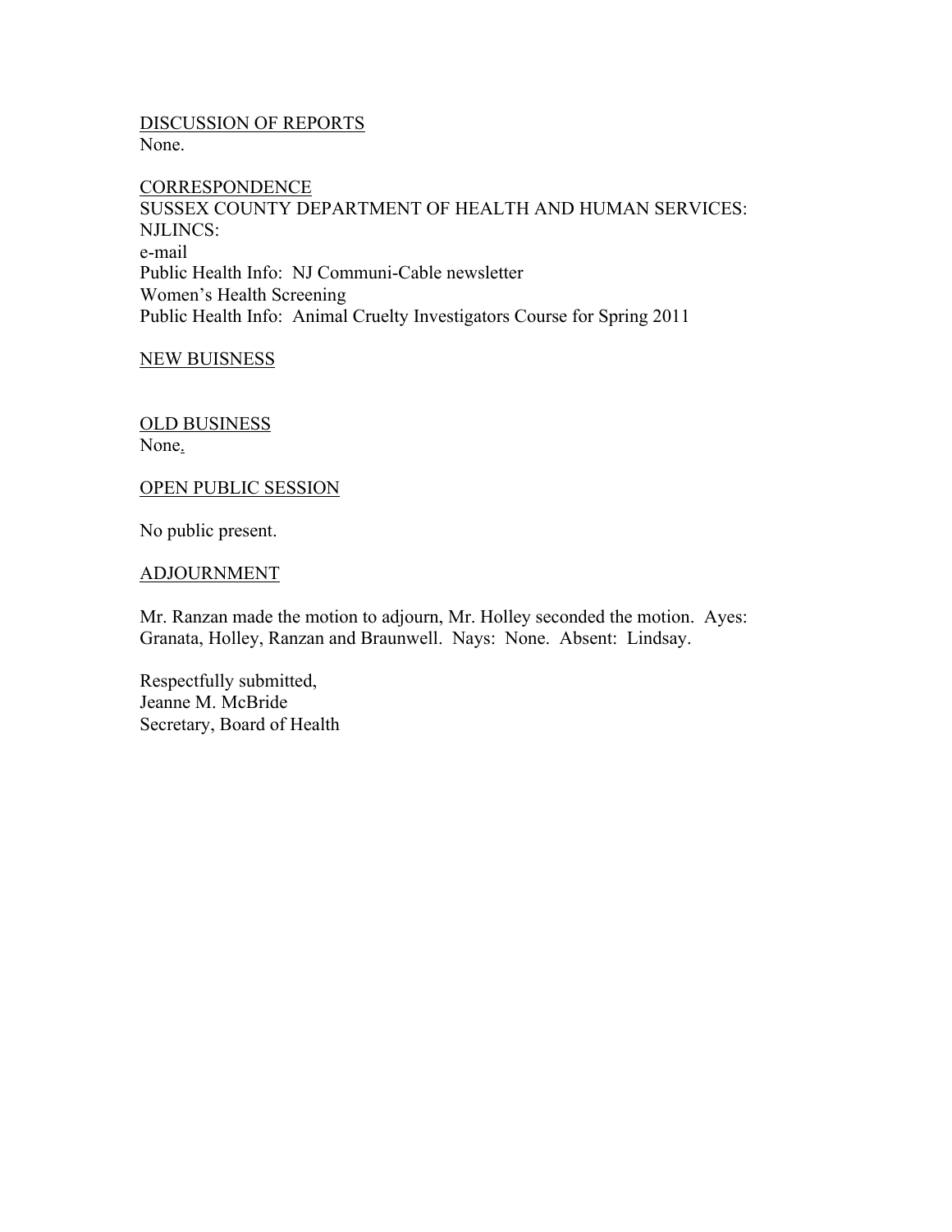<u>DISCUSSION OF REPORTS</u>
None.

<u>CORRESPONDENCE</u>
SUSSEX COUNTY DEPARTMENT OF HEALTH AND HUMAN SERVICES:
NJLINCS:
e-mail
Public Health Info: NJ Communi-Cable newsletter
Women's Health Screening
Public Health Info: Animal Cruelty Investigators Course for Spring 2011

<u>NEW BUISNESS</u>

<u>OLD BUSINESS</u>
None.

<u>OPEN PUBLIC SESSION</u>

No public present.

<u>ADJOURNMENT</u>

Mr. Ranzan made the motion to adjourn, Mr. Holley seconded the motion. Ayes: Granata, Holley, Ranzan and Braunwell. Nays: None. Absent: Lindsay.

Respectfully submitted,
Jeanne M. McBride
Secretary, Board of Health